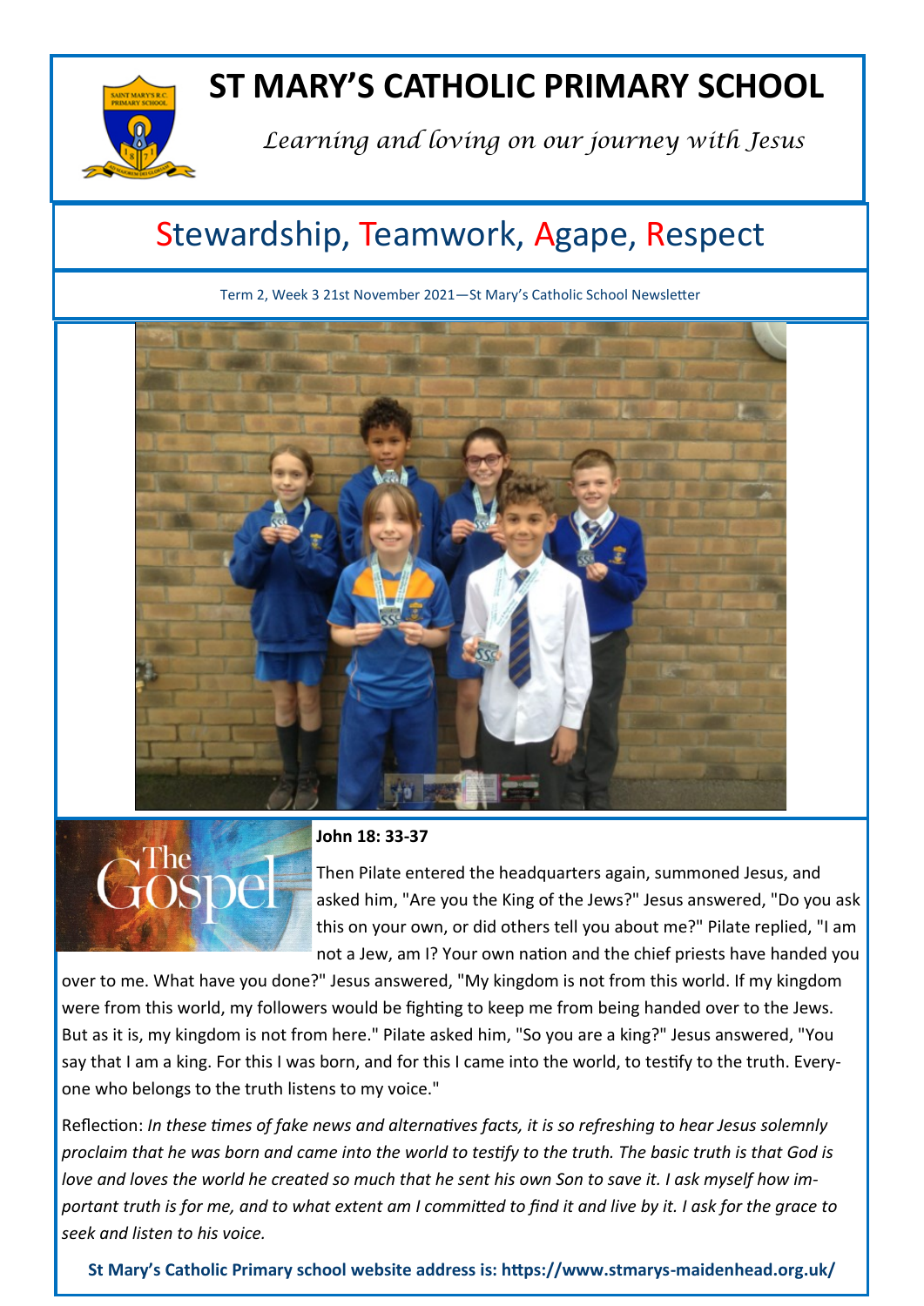# ST MARY'S CATHOLIC PRIMARY SCHOOL

*Learning and loving on our journey with Jesus*

## Stewardship, Teamwork, Agape, Respect

Term 2, Week 3 21st November 2021—St Mary's Catholic School Newsletter

**John 18: 33-37**

Then Pilate entered the headquarters again, summoned Jesus, and asked him, "Are you the King of the Jews?" Jesus answered, "Do you ask this on your own, or did others tell you about me?" Pilate replied, "I am not a Jew, am I? Your own nation and the chief priests have handed you over to me. What have you done?" Jesus answered, "My kingdom is not from this world. If my kingdom were from this world, my followers would be fighting to keep me from being handed over to the Jews. But as it is, my kingdom is not from here." Pilate asked him, "So you are a king?" Jesus answered, "You say that I am a king. For this I was born, and for this I came into the world, to testify to the truth. Everyone who belongs to the truth listens to my voice."

Reflection: *In these times of fake news and alternatives facts, it is so refreshing to hear Jesus solemnly proclaim that he was born and came into the world to testify to the truth. The basic truth is that God is love and loves the world he created so much that he sent his own Son to save it. I ask myself how important truth is for me, and to what extent am I committed to find it and live by it. I ask for the grace to seek and listen to his voice.*

**St Mary's Catholic Primary school website address is: https://www.stmarys-maidenhead.org.uk/**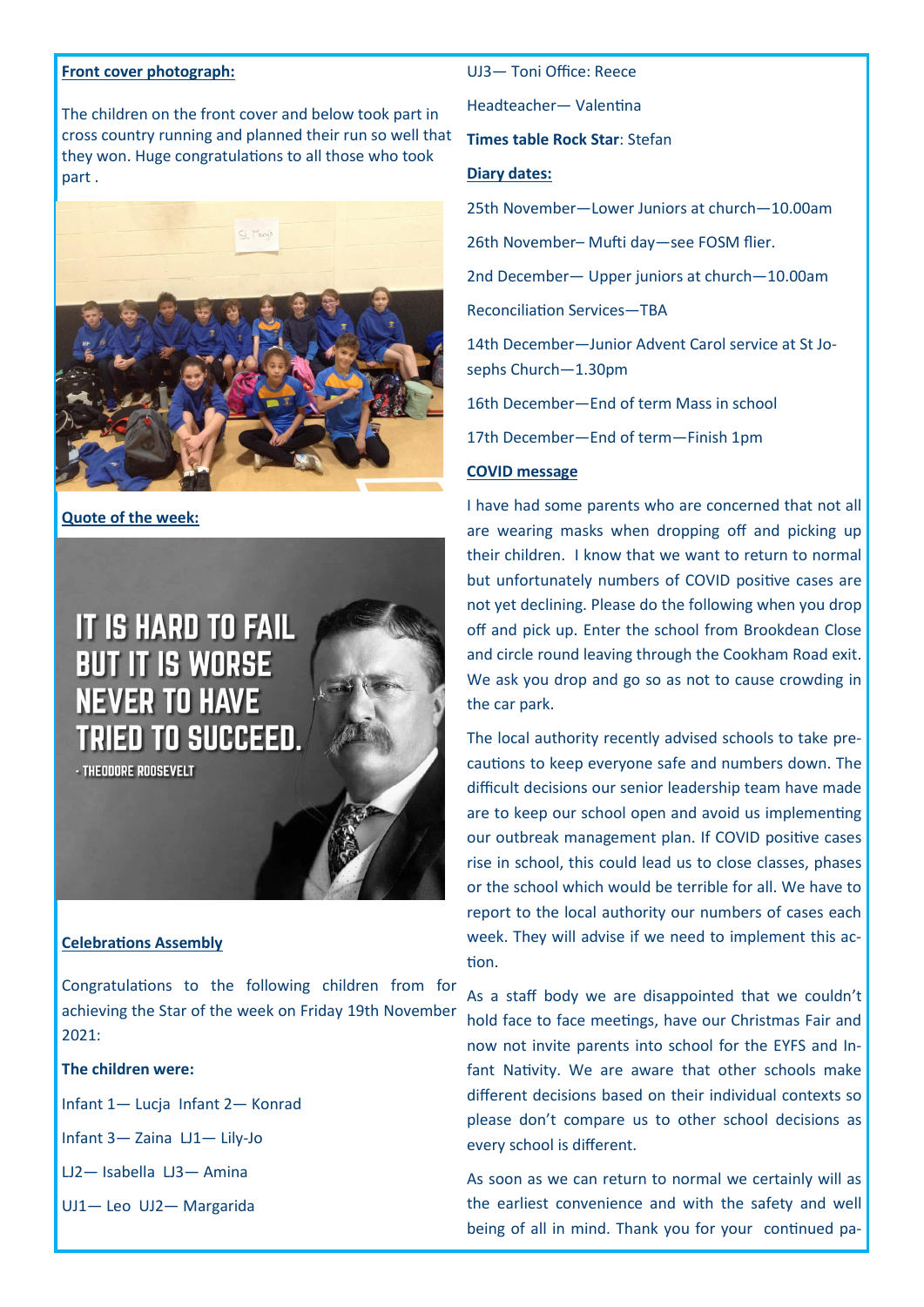**Front cover photograph:**

The children on the front cover and below took part in cross country running and planned their run so well that they won. Huge congratulations to all those who took part .

**Quote of the week:**

IT IS HARD TO FAIL BUT IT IS WORSE NEVER TO HAVE TRIED TO SUCCEED.

- THEODORE ROOSEVELT

**Celebrations Assembly**

Congratulations to the following children from for achieving the Star of the week on Friday 19th November 2021:

**The children were:**

Infant 1— Lucja Infant 2— Konrad

Infant 3— Zaina LJ1— Lily-Jo

LJ2— Isabella LJ3— Amina

UJ1— Leo UJ2— Margarida

UJ3— Toni Office: Reece

Headteacher— Valentina

**Times table Rock Star**: Stefan

**Diary dates:**

25th November—Lower Juniors at church—10.00am

26th November– Mufti day—see FOSM flier.

2nd December— Upper juniors at church—10.00am

Reconciliation Services—TBA

14th December—Junior Advent Carol service at St Josephs Church—1.30pm

16th December—End of term Mass in school

17th December—End of term—Finish 1pm

**COVID message**

I have had some parents who are concerned that not all are wearing masks when dropping off and picking up their children. I know that we want to return to normal but unfortunately numbers of COVID positive cases are not yet declining. Please do the following when you drop off and pick up. Enter the school from Brookdean Close and circle round leaving through the Cookham Road exit. We ask you drop and go so as not to cause crowding in the car park.

The local authority recently advised schools to take precautions to keep everyone safe and numbers down. The difficult decisions our senior leadership team have made are to keep our school open and avoid us implementing our outbreak management plan. If COVID positive cases rise in school, this could lead us to close classes, phases or the school which would be terrible for all. We have to report to the local authority our numbers of cases each week. They will advise if we need to implement this action.

As a staff body we are disappointed that we couldn't hold face to face meetings, have our Christmas Fair and now not invite parents into school for the EYFS and Infant Nativity. We are aware that other schools make different decisions based on their individual contexts so please don't compare us to other school decisions as every school is different.

As soon as we can return to normal we certainly will as the earliest convenience and with the safety and well being of all in mind. Thank you for your continued pa-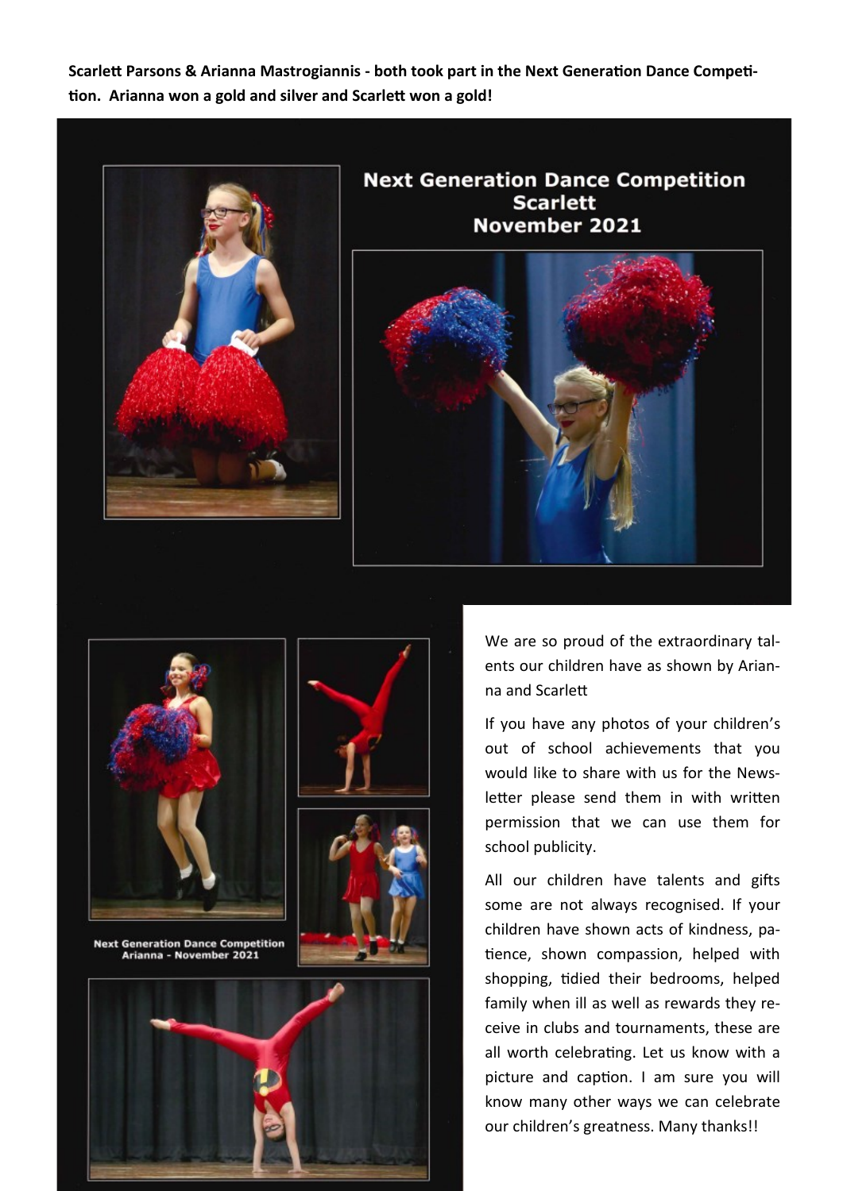**Scarlett Parsons & Arianna Mastrogiannis - both took part in the Next Generation Dance Competition. Arianna won a gold and silver and Scarlett won a gold!**

**Next Generation Dance Competition**
**Scarlett**
**November 2021**

**Next Generation Dance Competition**
**Arianna - November 2021**

We are so proud of the extraordinary talents our children have as shown by Arianna and Scarlett

If you have any photos of your children's out of school achievements that you would like to share with us for the Newsletter please send them in with written permission that we can use them for school publicity.

All our children have talents and gifts some are not always recognised. If your children have shown acts of kindness, patience, shown compassion, helped with shopping, tidied their bedrooms, helped family when ill as well as rewards they receive in clubs and tournaments, these are all worth celebrating. Let us know with a picture and caption. I am sure you will know many other ways we can celebrate our children's greatness. Many thanks!!